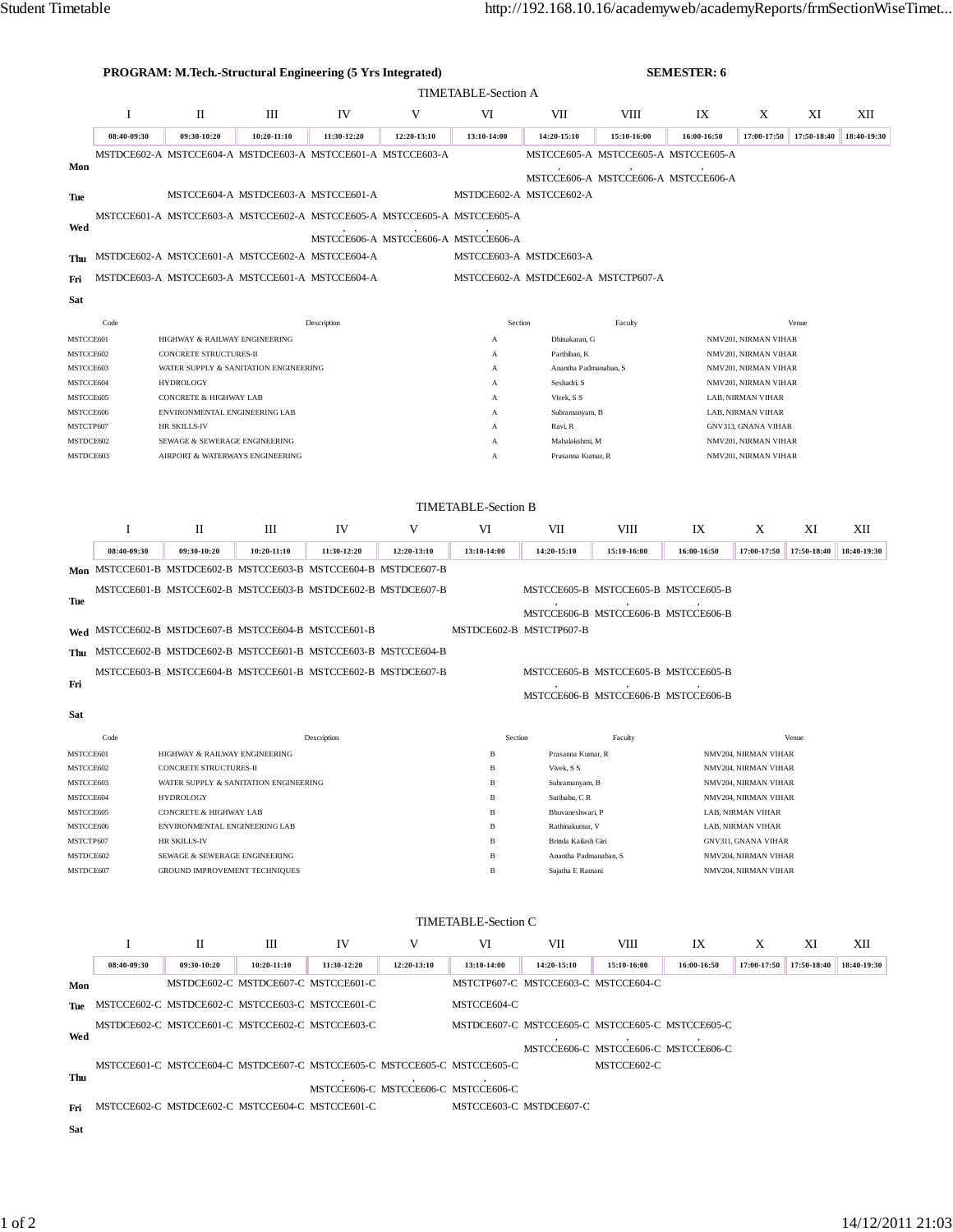**PROGRAM: M.Tech.-Structural Engineering (5 Yrs Integrated)** **SEMESTER: 6**

## TIMETABLE-Section A

| | I | II | III | IV | V | VI | VII | VIII | IX | X | XI | XII |
|---|---|---|---|---|---|---|---|---|---|---|---|---|
| | 08:40-09:30 | 09:30-10:20 | 10:20-11:10 | 11:30-12:20 | 12:20-13:10 | 13:10-14:00 | 14:20-15:10 | 15:10-16:00 | 16:00-16:50 | 17:00-17:50 | 17:50-18:40 | 18:40-19:30 |
| **Mon** | MSTDCE602-A | MSTCCE604-A | MSTDCE603-A | MSTCCE601-A | MSTCCE603-A | | MSTCCE605-A , MSTCCE606-A | MSTCCE605-A , MSTCCE606-A | MSTCCE605-A , MSTCCE606-A | | | |
| **Tue** | | MSTCCE604-A | MSTDCE603-A | MSTCCE601-A | | MSTDCE602-A | MSTCCE602-A | | | | | |
| **Wed** | MSTCCE601-A | MSTCCE603-A | MSTCCE602-A | MSTCCE605-A , MSTCCE606-A | MSTCCE605-A , MSTCCE606-A | MSTCCE605-A , MSTCCE606-A | | | | | | |
| **Thu** | MSTDCE602-A | MSTCCE601-A | MSTCCE602-A | MSTCCE604-A | | MSTCCE603-A | MSTDCE603-A | | | | | |
| **Fri** | MSTDCE603-A | MSTCCE603-A | MSTCCE601-A | MSTCCE604-A | | MSTCCE602-A | MSTDCE602-A | MSTCTP607-A | | | | |
| **Sat** | | | | | | | | | | | | |

| Code | Description | Section | Faculty | Venue |
|---|---|---|---|---|
| MSTCCE601 | HIGHWAY & RAILWAY ENGINEERING | A | Dhinakaran, G | NMV201, NIRMAN VIHAR |
| MSTCCE602 | CONCRETE STRUCTURES-II | A | Parthiban, K | NMV201, NIRMAN VIHAR |
| MSTCCE603 | WATER SUPPLY & SANITATION ENGINEERING | A | Anantha Padmanaban, S | NMV201, NIRMAN VIHAR |
| MSTCCE604 | HYDROLOGY | A | Seshadri, S | NMV201, NIRMAN VIHAR |
| MSTCCE605 | CONCRETE & HIGHWAY LAB | A | Vivek, S S | LAB, NIRMAN VIHAR |
| MSTCCE606 | ENVIRONMENTAL ENGINEERING LAB | A | Subramanyam, B | LAB, NIRMAN VIHAR |
| MSTCTP607 | HR SKILLS-IV | A | Ravi, R | GNV313, GNANA VIHAR |
| MSTDCE602 | SEWAGE & SEWERAGE ENGINEERING | A | Mahalakshmi, M | NMV201, NIRMAN VIHAR |
| MSTDCE603 | AIRPORT & WATERWAYS ENGINEERING | A | Prasanna Kumar, R | NMV201, NIRMAN VIHAR |

## TIMETABLE-Section B

| | I | II | III | IV | V | VI | VII | VIII | IX | X | XI | XII |
|---|---|---|---|---|---|---|---|---|---|---|---|---|
| | 08:40-09:30 | 09:30-10:20 | 10:20-11:10 | 11:30-12:20 | 12:20-13:10 | 13:10-14:00 | 14:20-15:10 | 15:10-16:00 | 16:00-16:50 | 17:00-17:50 | 17:50-18:40 | 18:40-19:30 |
| **Mon** | MSTCCE601-B | MSTDCE602-B | MSTCCE603-B | MSTCCE604-B | MSTDCE607-B | | | | | | | |
| **Tue** | MSTCCE601-B | MSTCCE602-B | MSTCCE603-B | MSTDCE602-B | MSTDCE607-B | | MSTCCE605-B , MSTCCE606-B | MSTCCE605-B , MSTCCE606-B | MSTCCE605-B , MSTCCE606-B | | | |
| **Wed** | MSTCCE602-B | MSTDCE607-B | MSTCCE604-B | MSTCCE601-B | | MSTDCE602-B | MSTCTP607-B | | | | | |
| **Thu** | MSTCCE602-B | MSTDCE602-B | MSTCCE601-B | MSTCCE603-B | MSTCCE604-B | | | | | | | |
| **Fri** | MSTCCE603-B | MSTCCE604-B | MSTCCE601-B | MSTCCE602-B | MSTDCE607-B | | MSTCCE605-B , MSTCCE606-B | MSTCCE605-B , MSTCCE606-B | MSTCCE605-B , MSTCCE606-B | | | |
| **Sat** | | | | | | | | | | | | |

| Code | Description | Section | Faculty | Venue |
|---|---|---|---|---|
| MSTCCE601 | HIGHWAY & RAILWAY ENGINEERING | B | Prasanna Kumar, R | NMV204, NIRMAN VIHAR |
| MSTCCE602 | CONCRETE STRUCTURES-II | B | Vivek, S S | NMV204, NIRMAN VIHAR |
| MSTCCE603 | WATER SUPPLY & SANITATION ENGINEERING | B | Subramanyam, B | NMV204, NIRMAN VIHAR |
| MSTCCE604 | HYDROLOGY | B | Suribabu, C R | NMV204, NIRMAN VIHAR |
| MSTCCE605 | CONCRETE & HIGHWAY LAB | B | Bhuvaneshwari, P | LAB, NIRMAN VIHAR |
| MSTCCE606 | ENVIRONMENTAL ENGINEERING LAB | B | Rathinakumar, V | LAB, NIRMAN VIHAR |
| MSTCTP607 | HR SKILLS-IV | B | Brinda Kailash Giri | GNV311, GNANA VIHAR |
| MSTDCE602 | SEWAGE & SEWERAGE ENGINEERING | B | Anantha Padmanaban, S | NMV204, NIRMAN VIHAR |
| MSTDCE607 | GROUND IMPROVEMENT TECHNIQUES | B | Sujatha E Ramani | NMV204, NIRMAN VIHAR |

## TIMETABLE-Section C

| | I | II | III | IV | V | VI | VII | VIII | IX | X | XI | XII |
|---|---|---|---|---|---|---|---|---|---|---|---|---|
| | 08:40-09:30 | 09:30-10:20 | 10:20-11:10 | 11:30-12:20 | 12:20-13:10 | 13:10-14:00 | 14:20-15:10 | 15:10-16:00 | 16:00-16:50 | 17:00-17:50 | 17:50-18:40 | 18:40-19:30 |
| **Mon** | | MSTDCE602-C | MSTDCE607-C | MSTCCE601-C | | MSTCTP607-C | MSTCCE603-C | MSTCCE604-C | | | | |
| **Tue** | MSTCCE602-C | MSTDCE602-C | MSTCCE603-C | MSTCCE601-C | | MSTCCE604-C | | | | | | |
| **Wed** | MSTDCE602-C | MSTCCE601-C | MSTCCE602-C | MSTCCE603-C | | MSTDCE607-C | MSTCCE605-C , MSTCCE606-C | MSTCCE605-C , MSTCCE606-C | MSTCCE605-C , MSTCCE606-C | | | |
| **Thu** | MSTCCE601-C | MSTCCE604-C | MSTDCE607-C | MSTCCE605-C , MSTCCE606-C | MSTCCE605-C , MSTCCE606-C | MSTCCE605-C , MSTCCE606-C | | MSTCCE602-C | | | | |
| **Fri** | MSTCCE602-C | MSTDCE602-C | MSTCCE604-C | MSTCCE601-C | | MSTCCE603-C | MSTDCE607-C | | | | | |
| **Sat** | | | | | | | | | | | | |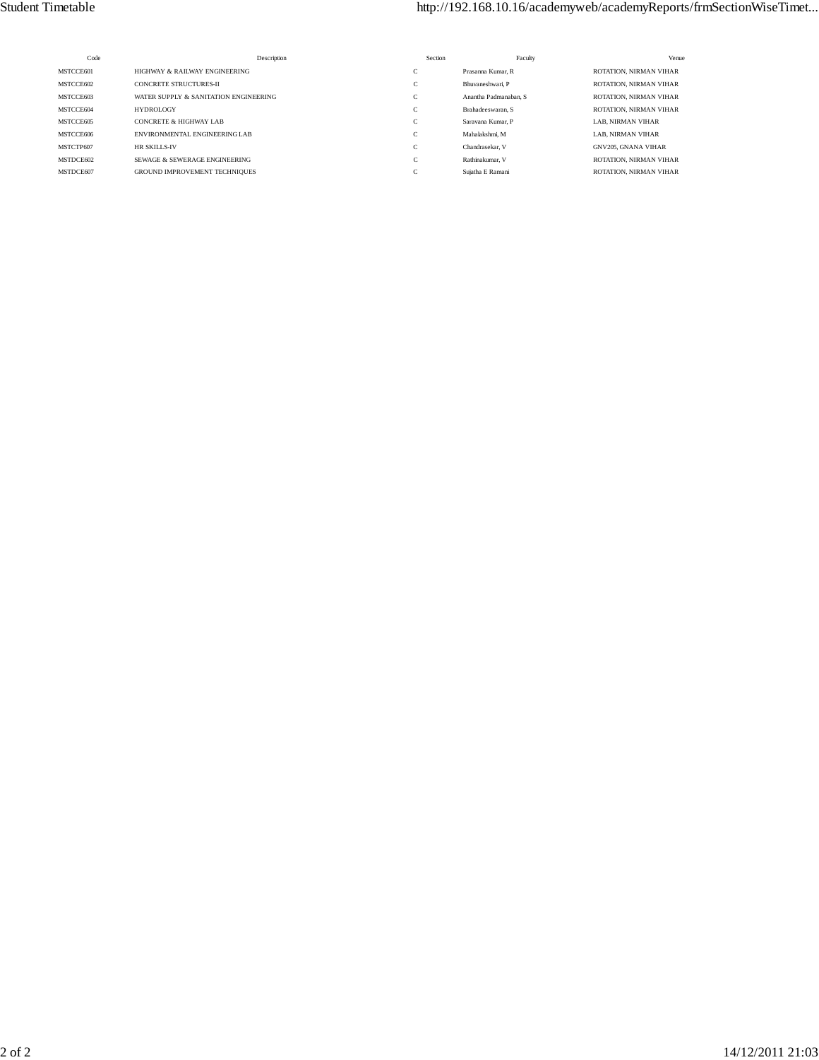| Code | Description | Section | Faculty | Venue |
|---|---|---|---|---|
| MSTCCE601 | HIGHWAY & RAILWAY ENGINEERING | C | Prasanna Kumar, R | ROTATION, NIRMAN VIHAR |
| MSTCCE602 | CONCRETE STRUCTURES-II | C | Bhuvaneshwari, P | ROTATION, NIRMAN VIHAR |
| MSTCCE603 | WATER SUPPLY & SANITATION ENGINEERING | C | Anantha Padmanaban, S | ROTATION, NIRMAN VIHAR |
| MSTCCE604 | HYDROLOGY | C | Brahadeeswaran, S | ROTATION, NIRMAN VIHAR |
| MSTCCE605 | CONCRETE & HIGHWAY LAB | C | Saravana Kumar, P | LAB, NIRMAN VIHAR |
| MSTCCE606 | ENVIRONMENTAL ENGINEERING LAB | C | Mahalakshmi, M | LAB, NIRMAN VIHAR |
| MSTCTP607 | HR SKILLS-IV | C | Chandrasekar, V | GNV205, GNANA VIHAR |
| MSTDCE602 | SEWAGE & SEWERAGE ENGINEERING | C | Rathinakumar, V | ROTATION, NIRMAN VIHAR |
| MSTDCE607 | GROUND IMPROVEMENT TECHNIQUES | C | Sujatha E Ramani | ROTATION, NIRMAN VIHAR |